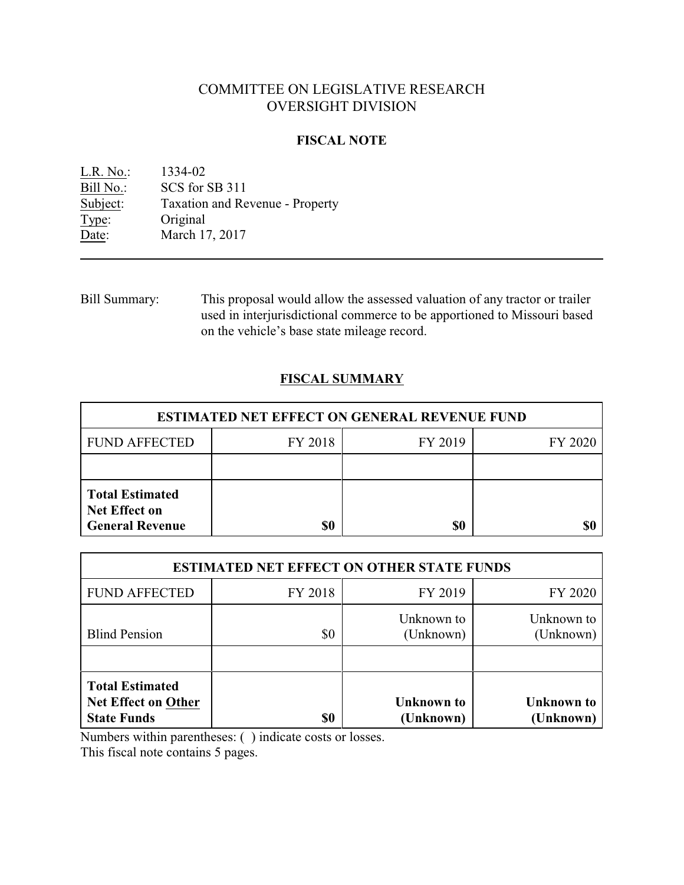# COMMITTEE ON LEGISLATIVE RESEARCH
# OVERSIGHT DIVISION

## FISCAL NOTE

L.R. No.: 1334-02
Bill No.: SCS for SB 311
Subject: Taxation and Revenue - Property
Type: Original
Date: March 17, 2017

---

Bill Summary: This proposal would allow the assessed valuation of any tractor or trailer used in interjurisdictional commerce to be apportioned to Missouri based on the vehicle's base state mileage record.

## FISCAL SUMMARY

| ESTIMATED NET EFFECT ON GENERAL REVENUE FUND | | | |
|---|---|---|---|
| FUND AFFECTED | FY 2018 | FY 2019 | FY 2020 |
| | | | |
| **Total Estimated Net Effect on General Revenue** | **$0** | **$0** | **$0** |

| ESTIMATED NET EFFECT ON OTHER STATE FUNDS | | | |
|---|---|---|---|
| FUND AFFECTED | FY 2018 | FY 2019 | FY 2020 |
| Blind Pension | $0 | Unknown to (Unknown) | Unknown to (Unknown) |
| | | | |
| **Total Estimated Net Effect on Other State Funds** | **$0** | **Unknown to (Unknown)** | **Unknown to (Unknown)** |

Numbers within parentheses: ( ) indicate costs or losses.
This fiscal note contains 5 pages.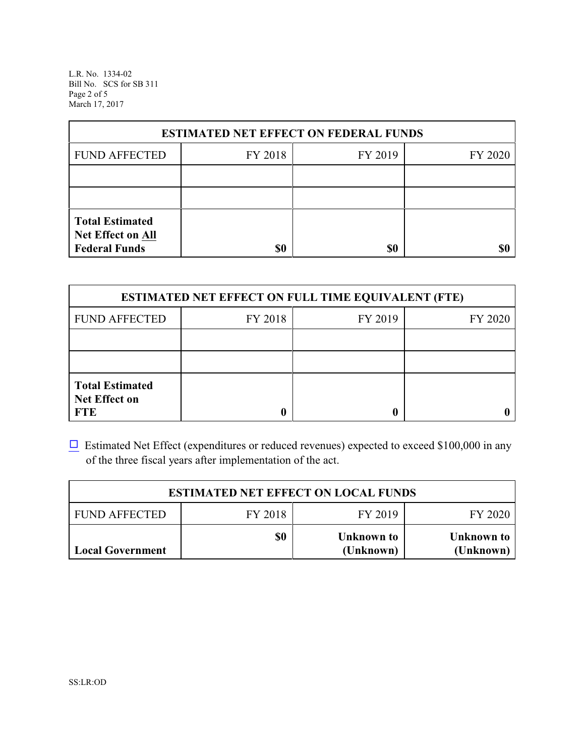| ESTIMATED NET EFFECT ON FEDERAL FUNDS | | | |
|---|---|---|---|
| FUND AFFECTED | FY 2018 | FY 2019 | FY 2020 |
| | | | |
| | | | |
| **Total Estimated Net Effect on All Federal Funds** | **$0** | **$0** | **$0** |

| ESTIMATED NET EFFECT ON FULL TIME EQUIVALENT (FTE) | | | |
|---|---|---|---|
| FUND AFFECTED | FY 2018 | FY 2019 | FY 2020 |
| | | | |
| | | | |
| **Total Estimated Net Effect on FTE** | **0** | **0** | **0** |

☐ Estimated Net Effect (expenditures or reduced revenues) expected to exceed $100,000 in any of the three fiscal years after implementation of the act.

| ESTIMATED NET EFFECT ON LOCAL FUNDS | | | |
|---|---|---|---|
| FUND AFFECTED | FY 2018 | FY 2019 | FY 2020 |
| **Local Government** | **$0** | **Unknown to (Unknown)** | **Unknown to (Unknown)** |

SS:LR:OD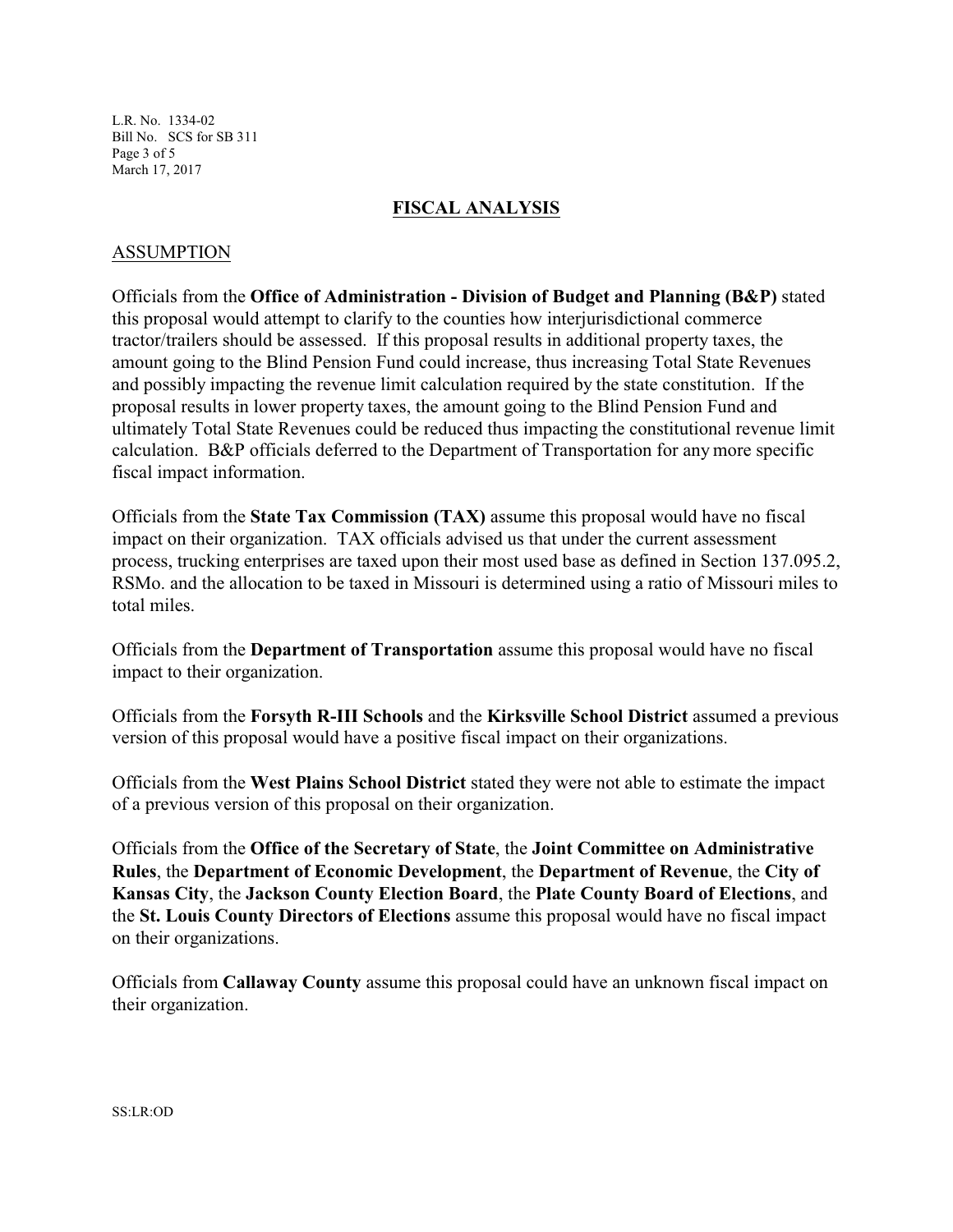## FISCAL ANALYSIS

### ASSUMPTION

Officials from the **Office of Administration - Division of Budget and Planning (B&P)** stated this proposal would attempt to clarify to the counties how interjurisdictional commerce tractor/trailers should be assessed. If this proposal results in additional property taxes, the amount going to the Blind Pension Fund could increase, thus increasing Total State Revenues and possibly impacting the revenue limit calculation required by the state constitution. If the proposal results in lower property taxes, the amount going to the Blind Pension Fund and ultimately Total State Revenues could be reduced thus impacting the constitutional revenue limit calculation. B&P officials deferred to the Department of Transportation for any more specific fiscal impact information.

Officials from the **State Tax Commission (TAX)** assume this proposal would have no fiscal impact on their organization. TAX officials advised us that under the current assessment process, trucking enterprises are taxed upon their most used base as defined in Section 137.095.2, RSMo. and the allocation to be taxed in Missouri is determined using a ratio of Missouri miles to total miles.

Officials from the **Department of Transportation** assume this proposal would have no fiscal impact to their organization.

Officials from the **Forsyth R-III Schools** and the **Kirksville School District** assumed a previous version of this proposal would have a positive fiscal impact on their organizations.

Officials from the **West Plains School District** stated they were not able to estimate the impact of a previous version of this proposal on their organization.

Officials from the **Office of the Secretary of State**, the **Joint Committee on Administrative Rules**, the **Department of Economic Development**, the **Department of Revenue**, the **City of Kansas City**, the **Jackson County Election Board**, the **Plate County Board of Elections**, and the **St. Louis County Directors of Elections** assume this proposal would have no fiscal impact on their organizations.

Officials from **Callaway County** assume this proposal could have an unknown fiscal impact on their organization.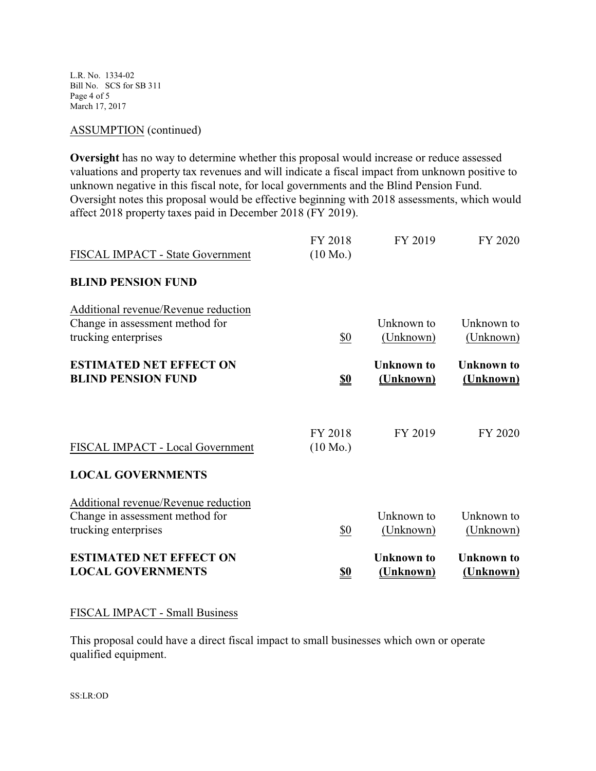ASSUMPTION (continued)

**Oversight** has no way to determine whether this proposal would increase or reduce assessed valuations and property tax revenues and will indicate a fiscal impact from unknown positive to unknown negative in this fiscal note, for local governments and the Blind Pension Fund. Oversight notes this proposal would be effective beginning with 2018 assessments, which would affect 2018 property taxes paid in December 2018 (FY 2019).

| FISCAL IMPACT - State Government | FY 2018 (10 Mo.) | FY 2019 | FY 2020 |
|---|---|---|---|
| **BLIND PENSION FUND** | | | |
| Additional revenue/Revenue reduction Change in assessment method for trucking enterprises | $0 | Unknown to (Unknown) | Unknown to (Unknown) |
| **ESTIMATED NET EFFECT ON BLIND PENSION FUND** | **$0** | **Unknown to (Unknown)** | **Unknown to (Unknown)** |

| FISCAL IMPACT - Local Government | FY 2018 (10 Mo.) | FY 2019 | FY 2020 |
|---|---|---|---|
| **LOCAL GOVERNMENTS** | | | |
| Additional revenue/Revenue reduction Change in assessment method for trucking enterprises | $0 | Unknown to (Unknown) | Unknown to (Unknown) |
| **ESTIMATED NET EFFECT ON LOCAL GOVERNMENTS** | **$0** | **Unknown to (Unknown)** | **Unknown to (Unknown)** |

FISCAL IMPACT - Small Business

This proposal could have a direct fiscal impact to small businesses which own or operate qualified equipment.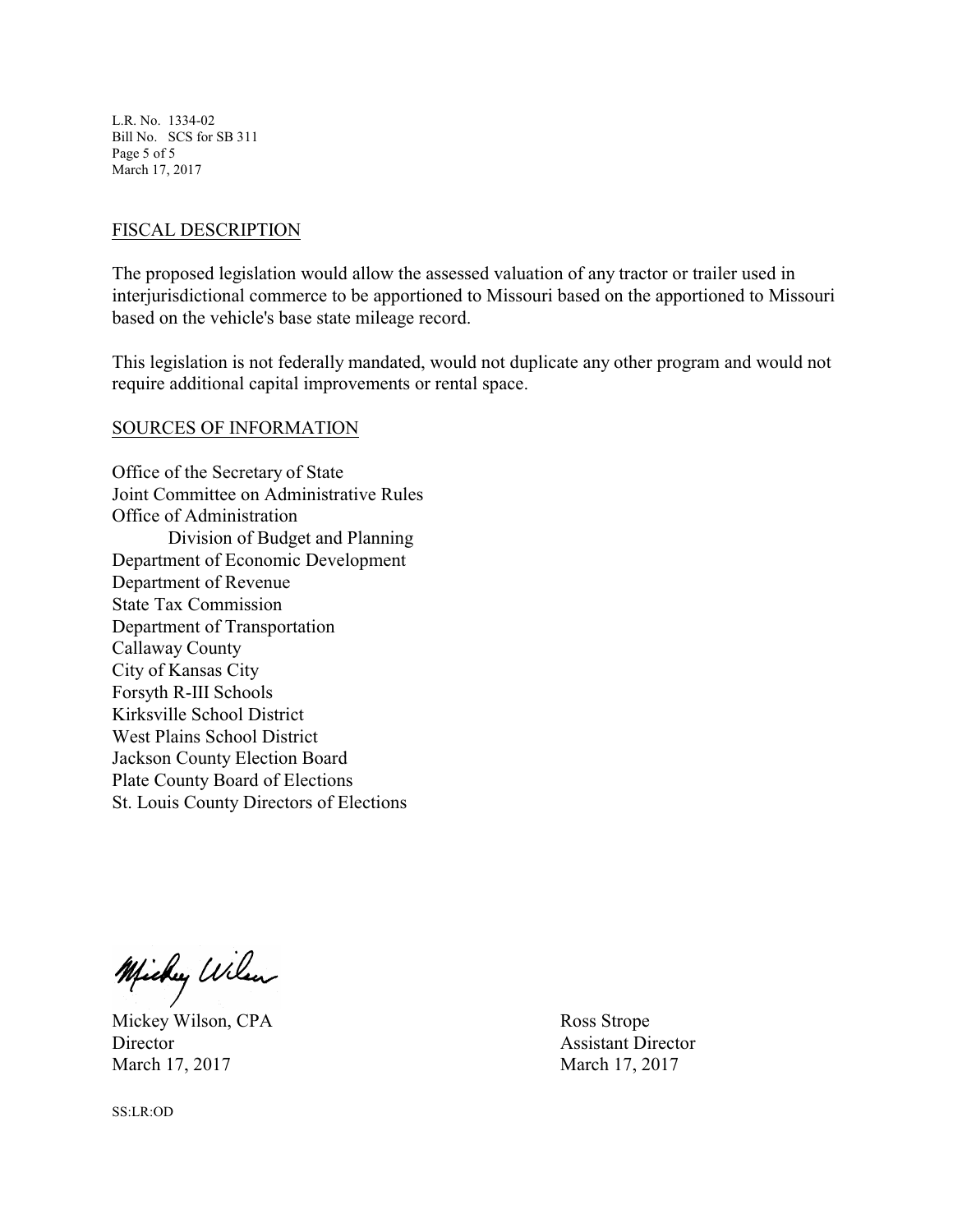L.R. No. 1334-02
Bill No. SCS for SB 311
March 17, 2017

## FISCAL DESCRIPTION

The proposed legislation would allow the assessed valuation of any tractor or trailer used in interjurisdictional commerce to be apportioned to Missouri based on the apportioned to Missouri based on the vehicle's base state mileage record.

This legislation is not federally mandated, would not duplicate any other program and would not require additional capital improvements or rental space.

## SOURCES OF INFORMATION

Office of the Secretary of State
Joint Committee on Administrative Rules
Office of Administration
  Division of Budget and Planning
Department of Economic Development
Department of Revenue
State Tax Commission
Department of Transportation
Callaway County
City of Kansas City
Forsyth R-III Schools
Kirksville School District
West Plains School District
Jackson County Election Board
Plate County Board of Elections
St. Louis County Directors of Elections

Mickey Wilson, CPA
Director
March 17, 2017

Ross Strope
Assistant Director
March 17, 2017

SS:LR:OD